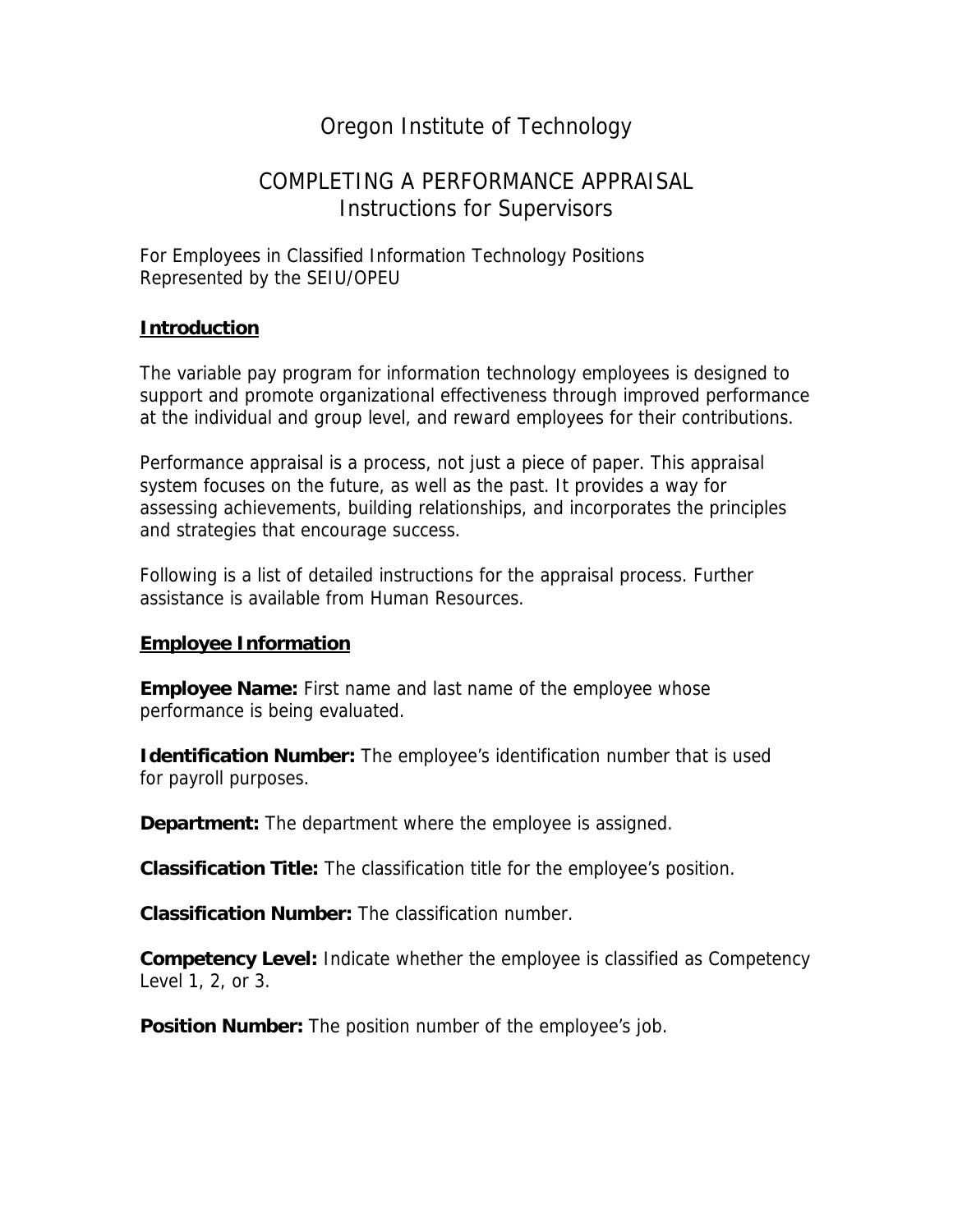# Oregon Institute of Technology

## COMPLETING A PERFORMANCE APPRAISAL
## Instructions for Supervisors

For Employees in Classified Information Technology Positions
Represented by the SEIU/OPEU

### Introduction

The variable pay program for information technology employees is designed to support and promote organizational effectiveness through improved performance at the individual and group level, and reward employees for their contributions.

Performance appraisal is a process, not just a piece of paper. This appraisal system focuses on the future, as well as the past. It provides a way for assessing achievements, building relationships, and incorporates the principles and strategies that encourage success.

Following is a list of detailed instructions for the appraisal process. Further assistance is available from Human Resources.

### Employee Information

**Employee Name:** First name and last name of the employee whose performance is being evaluated.

**Identification Number:** The employee's identification number that is used for payroll purposes.

**Department:** The department where the employee is assigned.

**Classification Title:** The classification title for the employee's position.

**Classification Number:** The classification number.

**Competency Level:** Indicate whether the employee is classified as Competency Level 1, 2, or 3.

**Position Number:** The position number of the employee's job.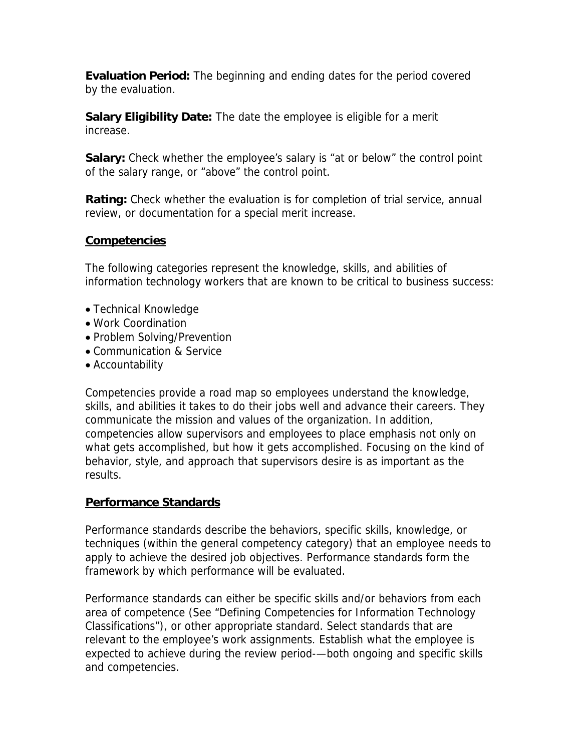**Evaluation Period:** The beginning and ending dates for the period covered by the evaluation.

**Salary Eligibility Date:** The date the employee is eligible for a merit increase.

**Salary:** Check whether the employee's salary is "at or below" the control point of the salary range, or "above" the control point.

**Rating:** Check whether the evaluation is for completion of trial service, annual review, or documentation for a special merit increase.

## Competencies

The following categories represent the knowledge, skills, and abilities of information technology workers that are known to be critical to business success:

- Technical Knowledge
- Work Coordination
- Problem Solving/Prevention
- Communication & Service
- Accountability

Competencies provide a road map so employees understand the knowledge, skills, and abilities it takes to do their jobs well and advance their careers. They communicate the mission and values of the organization. In addition, competencies allow supervisors and employees to place emphasis not only on what gets accomplished, but how it gets accomplished. Focusing on the kind of behavior, style, and approach that supervisors desire is as important as the results.

## Performance Standards

Performance standards describe the behaviors, specific skills, knowledge, or techniques (within the general competency category) that an employee needs to apply to achieve the desired job objectives. Performance standards form the framework by which performance will be evaluated.

Performance standards can either be specific skills and/or behaviors from each area of competence (See "Defining Competencies for Information Technology Classifications"), or other appropriate standard. Select standards that are relevant to the employee's work assignments. Establish what the employee is expected to achieve during the review period-—both ongoing and specific skills and competencies.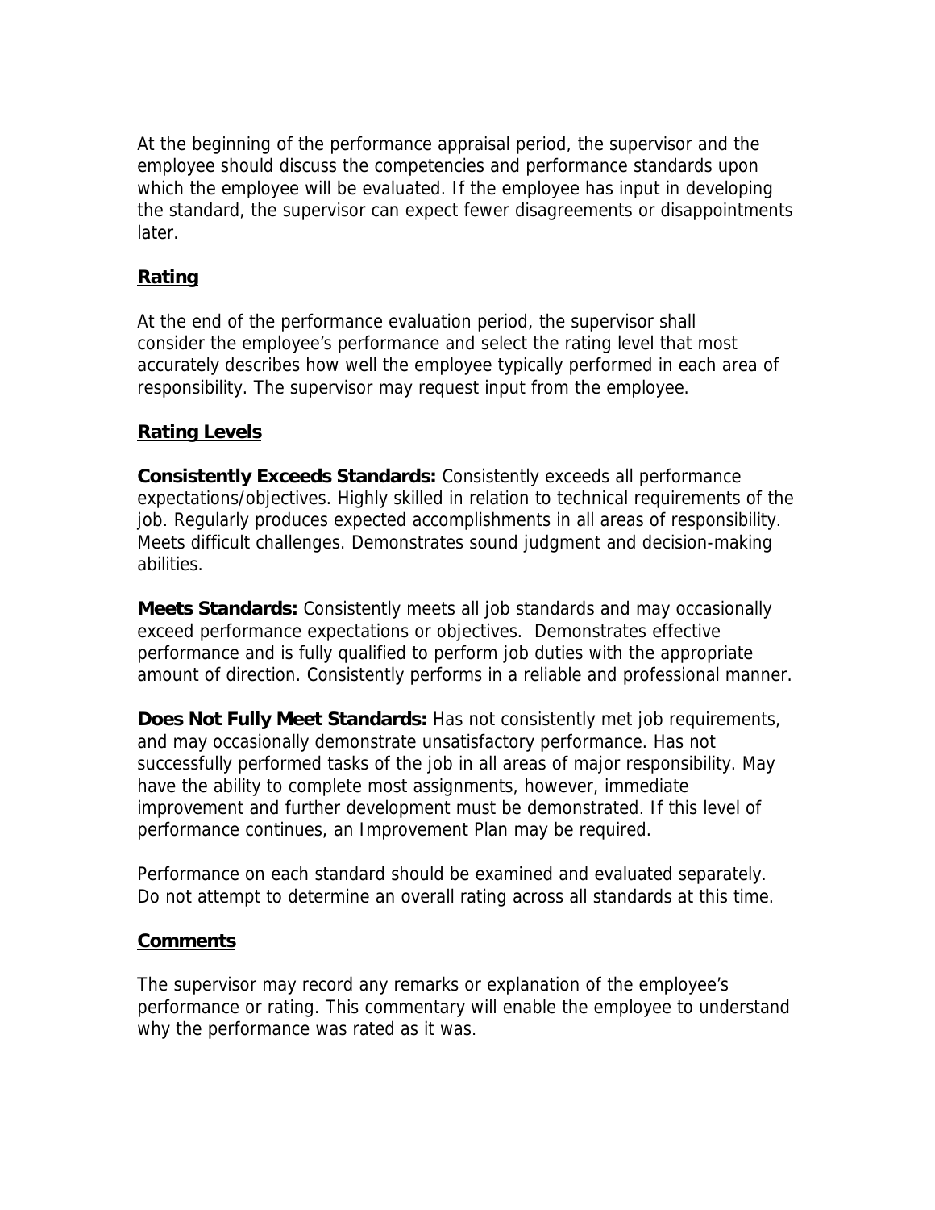At the beginning of the performance appraisal period, the supervisor and the employee should discuss the competencies and performance standards upon which the employee will be evaluated. If the employee has input in developing the standard, the supervisor can expect fewer disagreements or disappointments later.

## Rating

At the end of the performance evaluation period, the supervisor shall consider the employee's performance and select the rating level that most accurately describes how well the employee typically performed in each area of responsibility. The supervisor may request input from the employee.

## Rating Levels

**Consistently Exceeds Standards:** Consistently exceeds all performance expectations/objectives. Highly skilled in relation to technical requirements of the job. Regularly produces expected accomplishments in all areas of responsibility. Meets difficult challenges. Demonstrates sound judgment and decision-making abilities.

**Meets Standards:** Consistently meets all job standards and may occasionally exceed performance expectations or objectives. Demonstrates effective performance and is fully qualified to perform job duties with the appropriate amount of direction. Consistently performs in a reliable and professional manner.

**Does Not Fully Meet Standards:** Has not consistently met job requirements, and may occasionally demonstrate unsatisfactory performance. Has not successfully performed tasks of the job in all areas of major responsibility. May have the ability to complete most assignments, however, immediate improvement and further development must be demonstrated. If this level of performance continues, an Improvement Plan may be required.

Performance on each standard should be examined and evaluated separately. Do not attempt to determine an overall rating across all standards at this time.

## Comments

The supervisor may record any remarks or explanation of the employee's performance or rating. This commentary will enable the employee to understand why the performance was rated as it was.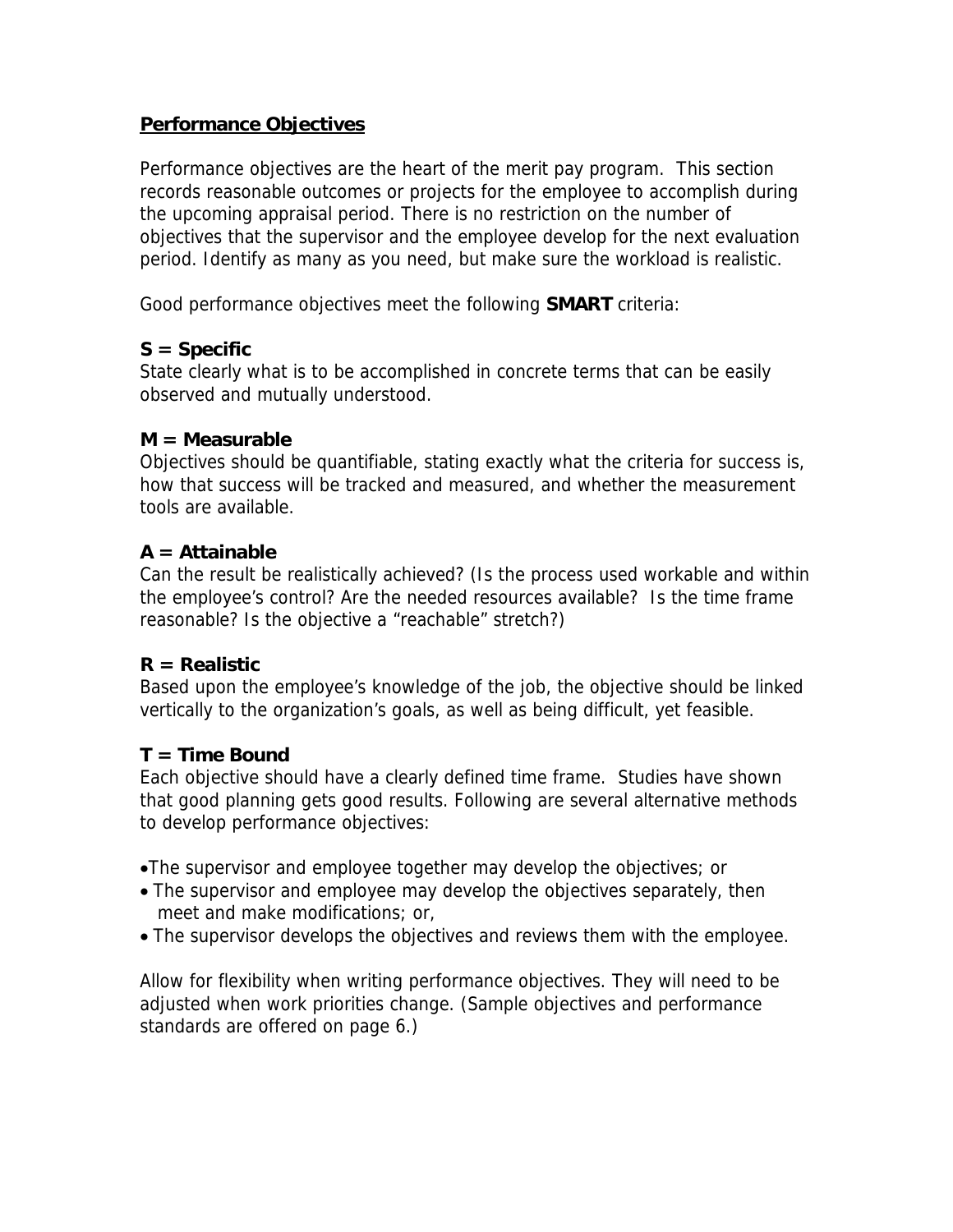## Performance Objectives

Performance objectives are the heart of the merit pay program. This section records reasonable outcomes or projects for the employee to accomplish during the upcoming appraisal period. There is no restriction on the number of objectives that the supervisor and the employee develop for the next evaluation period. Identify as many as you need, but make sure the workload is realistic.

Good performance objectives meet the following **SMART** criteria:

**S = Specific**
State clearly what is to be accomplished in concrete terms that can be easily observed and mutually understood.

**M = Measurable**
Objectives should be quantifiable, stating exactly what the criteria for success is, how that success will be tracked and measured, and whether the measurement tools are available.

**A = Attainable**
Can the result be realistically achieved? (Is the process used workable and within the employee's control? Are the needed resources available? Is the time frame reasonable? Is the objective a "reachable" stretch?)

**R = Realistic**
Based upon the employee's knowledge of the job, the objective should be linked vertically to the organization's goals, as well as being difficult, yet feasible.

**T = Time Bound**
Each objective should have a clearly defined time frame. Studies have shown that good planning gets good results. Following are several alternative methods to develop performance objectives:

- The supervisor and employee together may develop the objectives; or
- The supervisor and employee may develop the objectives separately, then meet and make modifications; or,
- The supervisor develops the objectives and reviews them with the employee.

Allow for flexibility when writing performance objectives. They will need to be adjusted when work priorities change. (Sample objectives and performance standards are offered on page 6.)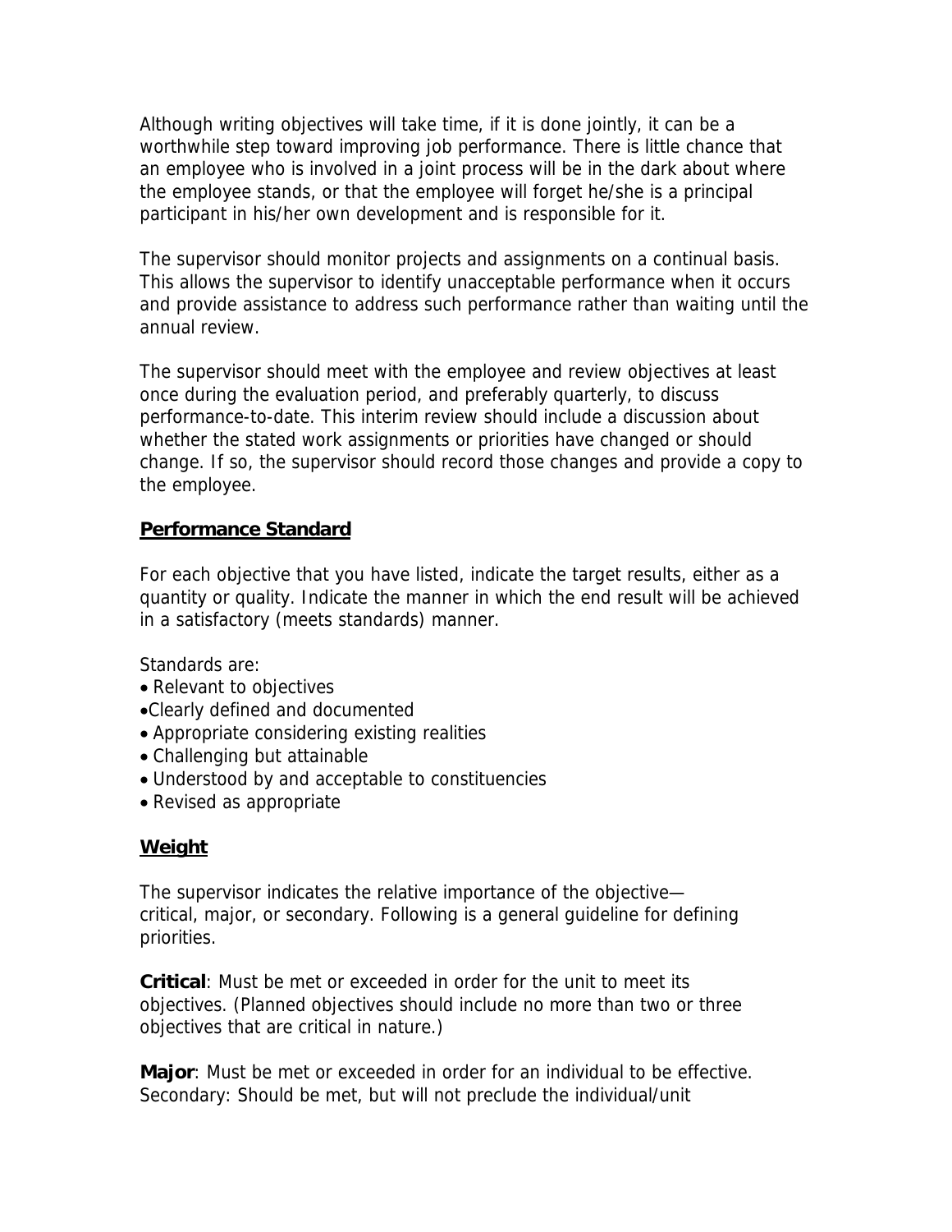Although writing objectives will take time, if it is done jointly, it can be a worthwhile step toward improving job performance. There is little chance that an employee who is involved in a joint process will be in the dark about where the employee stands, or that the employee will forget he/she is a principal participant in his/her own development and is responsible for it.

The supervisor should monitor projects and assignments on a continual basis. This allows the supervisor to identify unacceptable performance when it occurs and provide assistance to address such performance rather than waiting until the annual review.

The supervisor should meet with the employee and review objectives at least once during the evaluation period, and preferably quarterly, to discuss performance-to-date. This interim review should include a discussion about whether the stated work assignments or priorities have changed or should change. If so, the supervisor should record those changes and provide a copy to the employee.

## Performance Standard

For each objective that you have listed, indicate the target results, either as a quantity or quality. Indicate the manner in which the end result will be achieved in a satisfactory (meets standards) manner.

Standards are:

- Relevant to objectives
- Clearly defined and documented
- Appropriate considering existing realities
- Challenging but attainable
- Understood by and acceptable to constituencies
- Revised as appropriate

## Weight

The supervisor indicates the relative importance of the objective—critical, major, or secondary. Following is a general guideline for defining priorities.

**Critical**: Must be met or exceeded in order for the unit to meet its objectives. (Planned objectives should include no more than two or three objectives that are critical in nature.)

**Major**: Must be met or exceeded in order for an individual to be effective. Secondary: Should be met, but will not preclude the individual/unit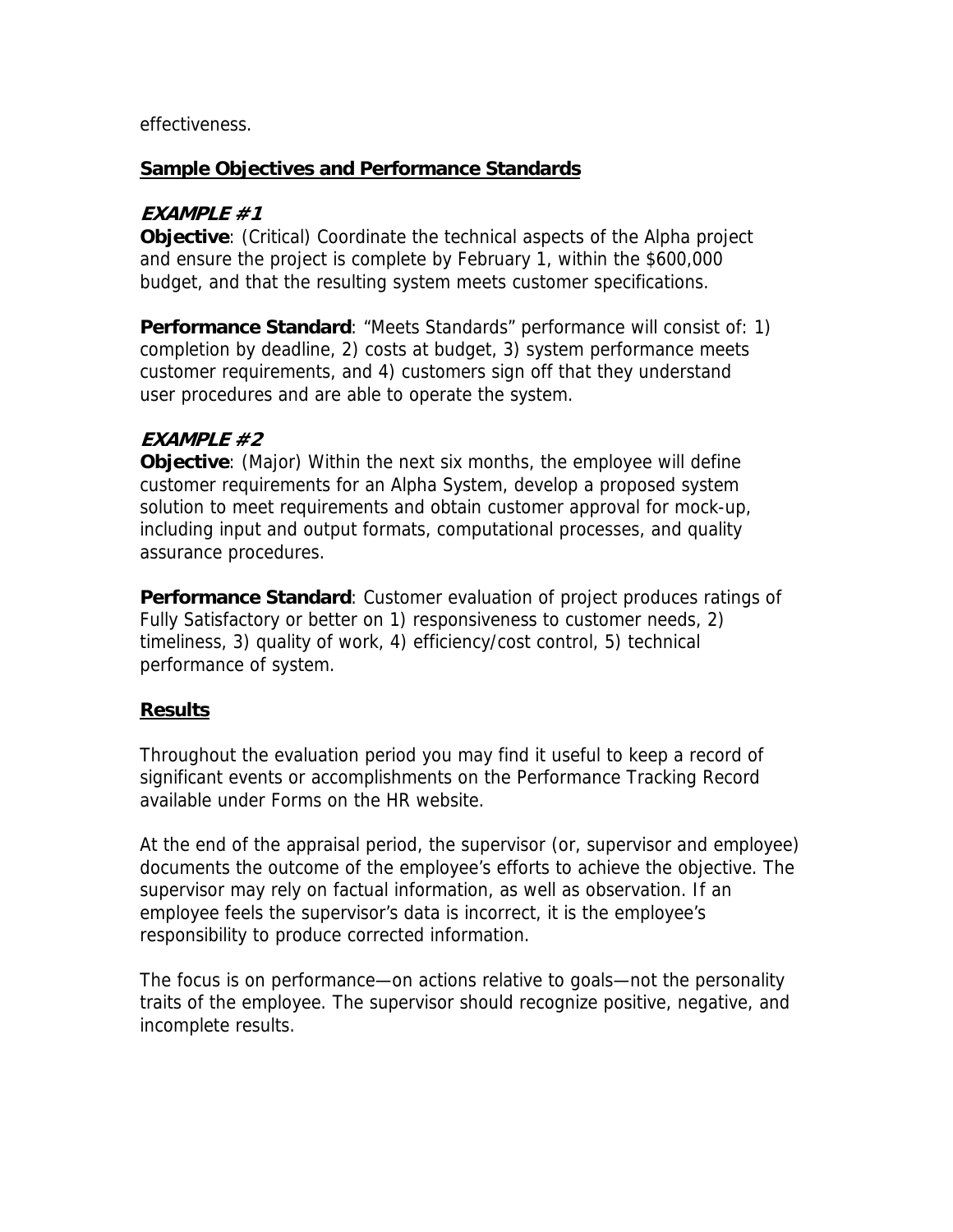effectiveness.

## Sample Objectives and Performance Standards

### *EXAMPLE #1*

**Objective**: (Critical) Coordinate the technical aspects of the Alpha project and ensure the project is complete by February 1, within the $600,000 budget, and that the resulting system meets customer specifications.

**Performance Standard**: "Meets Standards" performance will consist of: 1) completion by deadline, 2) costs at budget, 3) system performance meets customer requirements, and 4) customers sign off that they understand user procedures and are able to operate the system.

### *EXAMPLE #2*

**Objective**: (Major) Within the next six months, the employee will define customer requirements for an Alpha System, develop a proposed system solution to meet requirements and obtain customer approval for mock-up, including input and output formats, computational processes, and quality assurance procedures.

**Performance Standard**: Customer evaluation of project produces ratings of Fully Satisfactory or better on 1) responsiveness to customer needs, 2) timeliness, 3) quality of work, 4) efficiency/cost control, 5) technical performance of system.

## Results

Throughout the evaluation period you may find it useful to keep a record of significant events or accomplishments on the Performance Tracking Record available under Forms on the HR website.

At the end of the appraisal period, the supervisor (or, supervisor and employee) documents the outcome of the employee's efforts to achieve the objective. The supervisor may rely on factual information, as well as observation. If an employee feels the supervisor's data is incorrect, it is the employee's responsibility to produce corrected information.

The focus is on performance—on actions relative to goals—not the personality traits of the employee. The supervisor should recognize positive, negative, and incomplete results.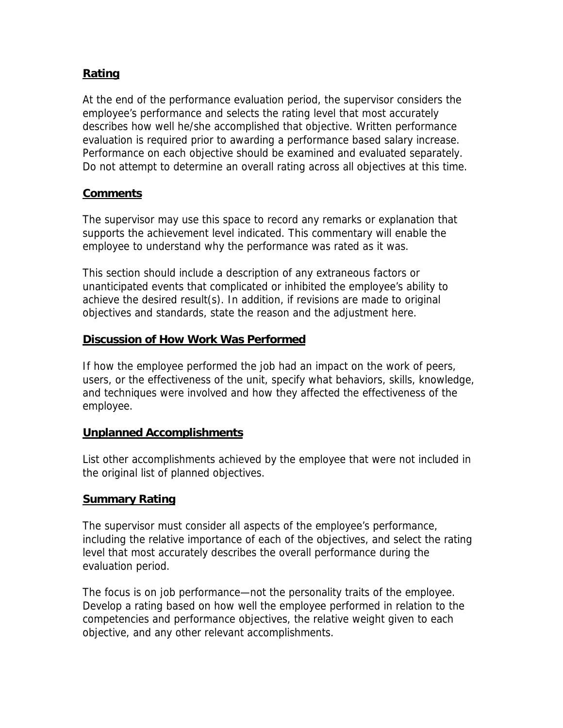**Rating**

At the end of the performance evaluation period, the supervisor considers the employee's performance and selects the rating level that most accurately describes how well he/she accomplished that objective. Written performance evaluation is required prior to awarding a performance based salary increase. Performance on each objective should be examined and evaluated separately. Do not attempt to determine an overall rating across all objectives at this time.

**Comments**

The supervisor may use this space to record any remarks or explanation that supports the achievement level indicated. This commentary will enable the employee to understand why the performance was rated as it was.

This section should include a description of any extraneous factors or unanticipated events that complicated or inhibited the employee's ability to achieve the desired result(s). In addition, if revisions are made to original objectives and standards, state the reason and the adjustment here.

**Discussion of How Work Was Performed**

If how the employee performed the job had an impact on the work of peers, users, or the effectiveness of the unit, specify what behaviors, skills, knowledge, and techniques were involved and how they affected the effectiveness of the employee.

**Unplanned Accomplishments**

List other accomplishments achieved by the employee that were not included in the original list of planned objectives.

**Summary Rating**

The supervisor must consider all aspects of the employee's performance, including the relative importance of each of the objectives, and select the rating level that most accurately describes the overall performance during the evaluation period.

The focus is on job performance—not the personality traits of the employee. Develop a rating based on how well the employee performed in relation to the competencies and performance objectives, the relative weight given to each objective, and any other relevant accomplishments.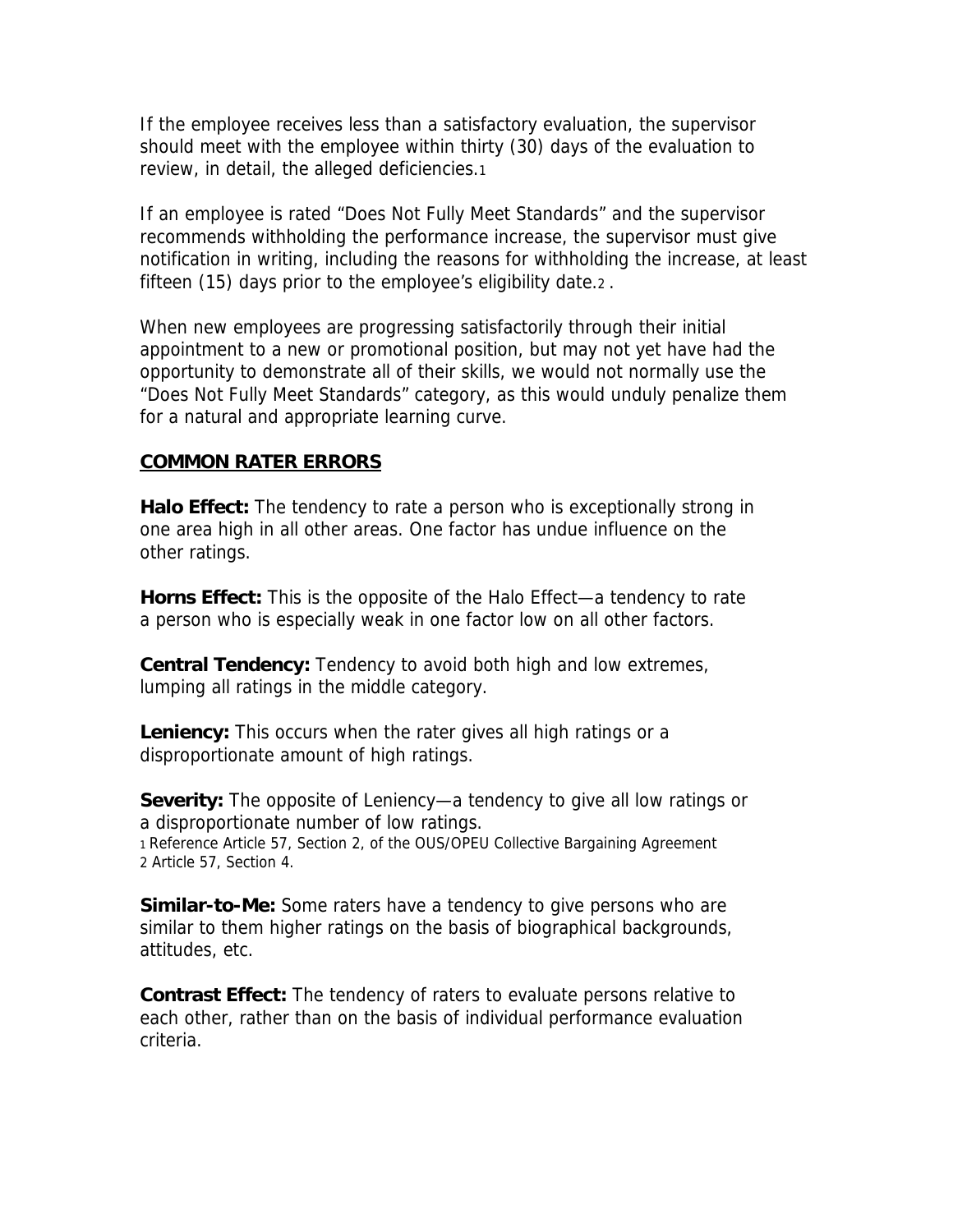If the employee receives less than a satisfactory evaluation, the supervisor should meet with the employee within thirty (30) days of the evaluation to review, in detail, the alleged deficiencies.[1]

If an employee is rated "Does Not Fully Meet Standards" and the supervisor recommends withholding the performance increase, the supervisor must give notification in writing, including the reasons for withholding the increase, at least fifteen (15) days prior to the employee's eligibility date.[2] .

When new employees are progressing satisfactorily through their initial appointment to a new or promotional position, but may not yet have had the opportunity to demonstrate all of their skills, we would not normally use the "Does Not Fully Meet Standards" category, as this would unduly penalize them for a natural and appropriate learning curve.

## COMMON RATER ERRORS

**Halo Effect:** The tendency to rate a person who is exceptionally strong in one area high in all other areas. One factor has undue influence on the other ratings.

**Horns Effect:** This is the opposite of the Halo Effect—a tendency to rate a person who is especially weak in one factor low on all other factors.

**Central Tendency:** Tendency to avoid both high and low extremes, lumping all ratings in the middle category.

**Leniency:** This occurs when the rater gives all high ratings or a disproportionate amount of high ratings.

**Severity:** The opposite of Leniency—a tendency to give all low ratings or a disproportionate number of low ratings.

[1] Reference Article 57, Section 2, of the OUS/OPEU Collective Bargaining Agreement
[2] Article 57, Section 4.

**Similar-to-Me:** Some raters have a tendency to give persons who are similar to them higher ratings on the basis of biographical backgrounds, attitudes, etc.

**Contrast Effect:** The tendency of raters to evaluate persons relative to each other, rather than on the basis of individual performance evaluation criteria.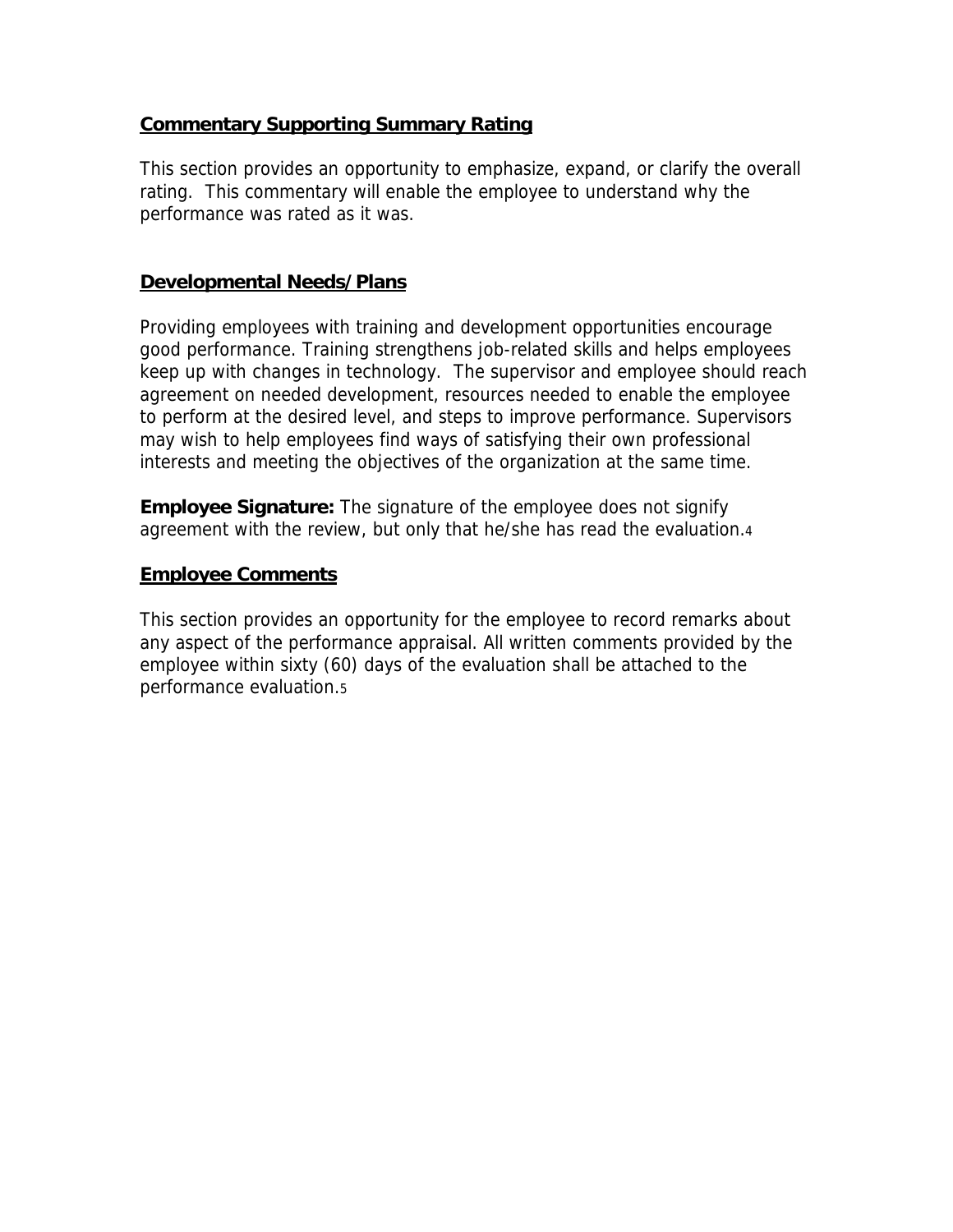## Commentary Supporting Summary Rating

This section provides an opportunity to emphasize, expand, or clarify the overall rating. This commentary will enable the employee to understand why the performance was rated as it was.

## Developmental Needs/Plans

Providing employees with training and development opportunities encourage good performance. Training strengthens job-related skills and helps employees keep up with changes in technology. The supervisor and employee should reach agreement on needed development, resources needed to enable the employee to perform at the desired level, and steps to improve performance. Supervisors may wish to help employees find ways of satisfying their own professional interests and meeting the objectives of the organization at the same time.

**Employee Signature:** The signature of the employee does not signify agreement with the review, but only that he/she has read the evaluation.[4]

## Employee Comments

This section provides an opportunity for the employee to record remarks about any aspect of the performance appraisal. All written comments provided by the employee within sixty (60) days of the evaluation shall be attached to the performance evaluation.[5]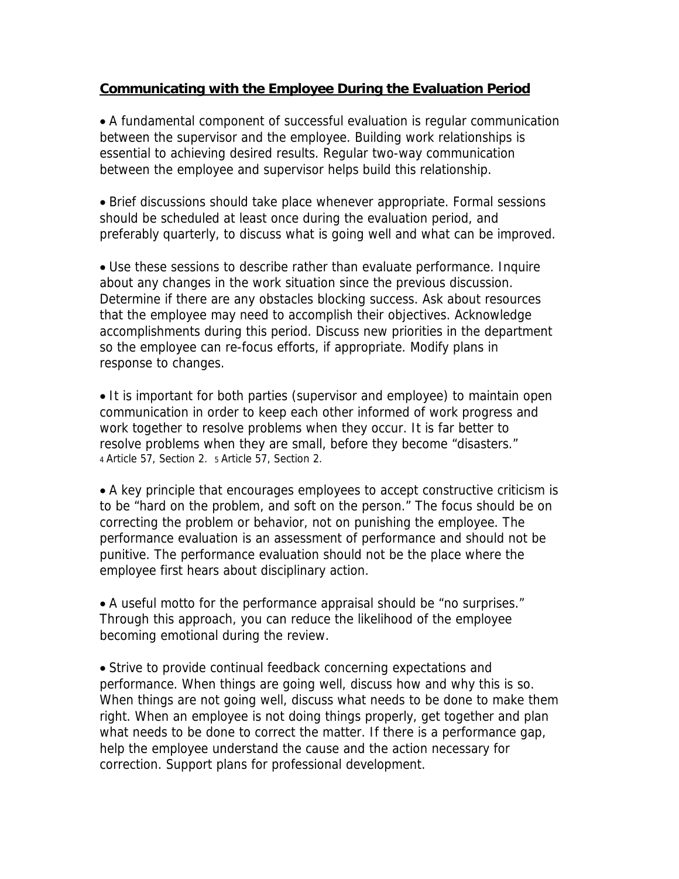## Communicating with the Employee During the Evaluation Period

- A fundamental component of successful evaluation is regular communication between the supervisor and the employee. Building work relationships is essential to achieving desired results. Regular two-way communication between the employee and supervisor helps build this relationship.

- Brief discussions should take place whenever appropriate. Formal sessions should be scheduled at least once during the evaluation period, and preferably quarterly, to discuss what is going well and what can be improved.

- Use these sessions to describe rather than evaluate performance. Inquire about any changes in the work situation since the previous discussion. Determine if there are any obstacles blocking success. Ask about resources that the employee may need to accomplish their objectives. Acknowledge accomplishments during this period. Discuss new priorities in the department so the employee can re-focus efforts, if appropriate. Modify plans in response to changes.

- It is important for both parties (supervisor and employee) to maintain open communication in order to keep each other informed of work progress and work together to resolve problems when they occur. It is far better to resolve problems when they are small, before they become "disasters."

[4] Article 57, Section 2. [5] Article 57, Section 2.

- A key principle that encourages employees to accept constructive criticism is to be "hard on the problem, and soft on the person." The focus should be on correcting the problem or behavior, not on punishing the employee. The performance evaluation is an assessment of performance and should not be punitive. The performance evaluation should not be the place where the employee first hears about disciplinary action.

- A useful motto for the performance appraisal should be "no surprises." Through this approach, you can reduce the likelihood of the employee becoming emotional during the review.

- Strive to provide continual feedback concerning expectations and performance. When things are going well, discuss how and why this is so. When things are not going well, discuss what needs to be done to make them right. When an employee is not doing things properly, get together and plan what needs to be done to correct the matter. If there is a performance gap, help the employee understand the cause and the action necessary for correction. Support plans for professional development.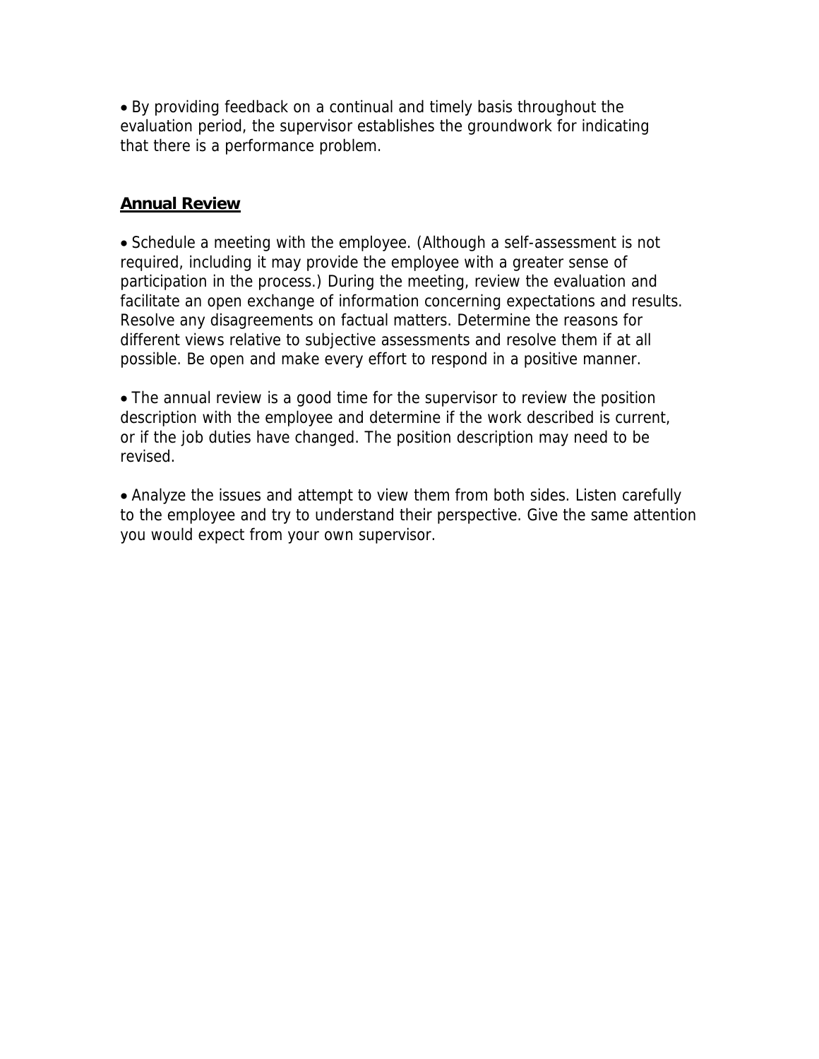- By providing feedback on a continual and timely basis throughout the evaluation period, the supervisor establishes the groundwork for indicating that there is a performance problem.

**Annual Review**

- Schedule a meeting with the employee. (Although a self-assessment is not required, including it may provide the employee with a greater sense of participation in the process.) During the meeting, review the evaluation and facilitate an open exchange of information concerning expectations and results. Resolve any disagreements on factual matters. Determine the reasons for different views relative to subjective assessments and resolve them if at all possible. Be open and make every effort to respond in a positive manner.

- The annual review is a good time for the supervisor to review the position description with the employee and determine if the work described is current, or if the job duties have changed. The position description may need to be revised.

- Analyze the issues and attempt to view them from both sides. Listen carefully to the employee and try to understand their perspective. Give the same attention you would expect from your own supervisor.